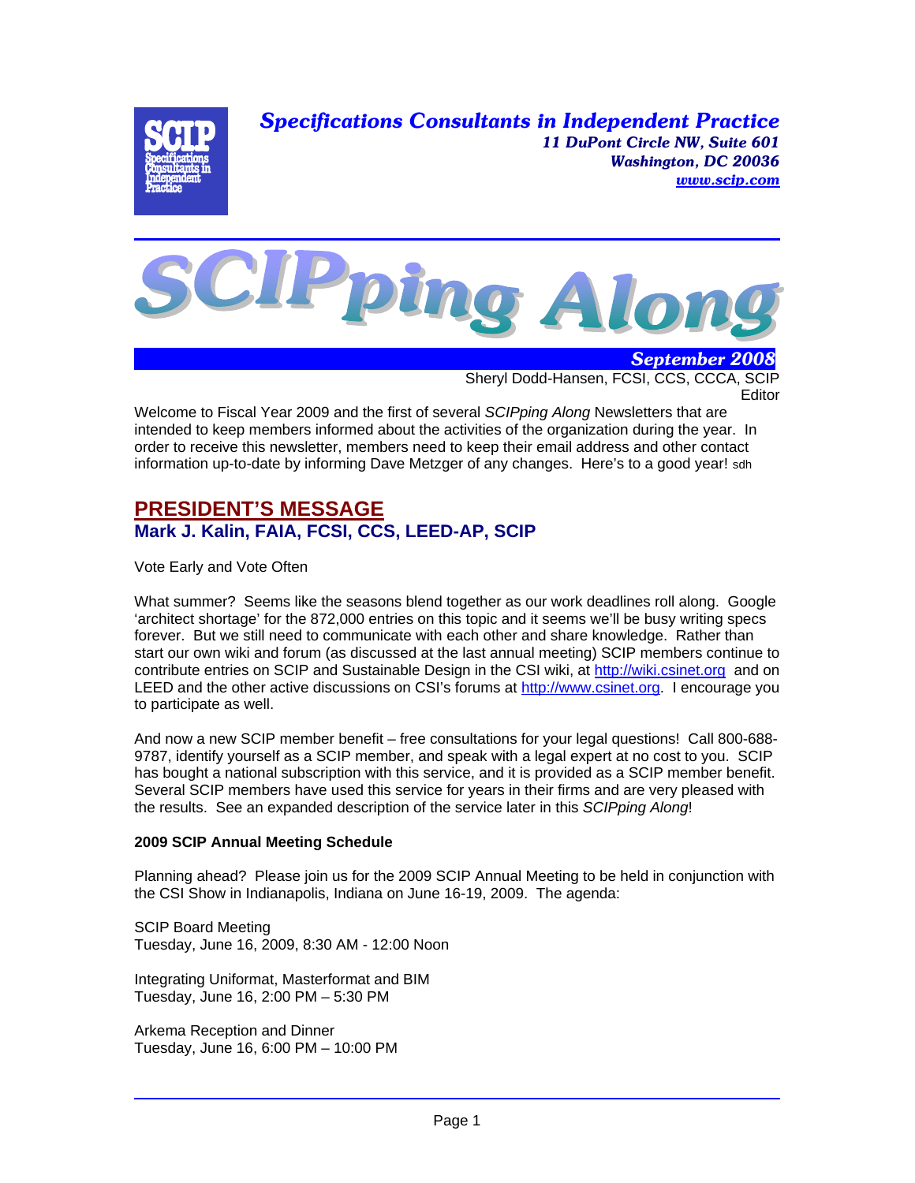**Specifications Consultants in Independent Practice**
**11 DuPont Circle NW, Suite 601**
**Washington, DC 20036**
**www.scip.com**

# SCIPping Along

**September 2008**

Sheryl Dodd-Hansen, FCSI, CCS, CCCA, SCIP
Editor

Welcome to Fiscal Year 2009 and the first of several *SCIPping Along* Newsletters that are intended to keep members informed about the activities of the organization during the year. In order to receive this newsletter, members need to keep their email address and other contact information up-to-date by informing Dave Metzger of any changes. Here's to a good year! sdh

## PRESIDENT'S MESSAGE

### Mark J. Kalin, FAIA, FCSI, CCS, LEED-AP, SCIP

Vote Early and Vote Often

What summer? Seems like the seasons blend together as our work deadlines roll along. Google 'architect shortage' for the 872,000 entries on this topic and it seems we'll be busy writing specs forever. But we still need to communicate with each other and share knowledge. Rather than start our own wiki and forum (as discussed at the last annual meeting) SCIP members continue to contribute entries on SCIP and Sustainable Design in the CSI wiki, at http://wiki.csinet.org and on LEED and the other active discussions on CSI's forums at http://www.csinet.org. I encourage you to participate as well.

And now a new SCIP member benefit – free consultations for your legal questions! Call 800-688-9787, identify yourself as a SCIP member, and speak with a legal expert at no cost to you. SCIP has bought a national subscription with this service, and it is provided as a SCIP member benefit. Several SCIP members have used this service for years in their firms and are very pleased with the results. See an expanded description of the service later in this *SCIPping Along*!

**2009 SCIP Annual Meeting Schedule**

Planning ahead? Please join us for the 2009 SCIP Annual Meeting to be held in conjunction with the CSI Show in Indianapolis, Indiana on June 16-19, 2009. The agenda:

SCIP Board Meeting
Tuesday, June 16, 2009, 8:30 AM - 12:00 Noon

Integrating Uniformat, Masterformat and BIM
Tuesday, June 16, 2:00 PM – 5:30 PM

Arkema Reception and Dinner
Tuesday, June 16, 6:00 PM – 10:00 PM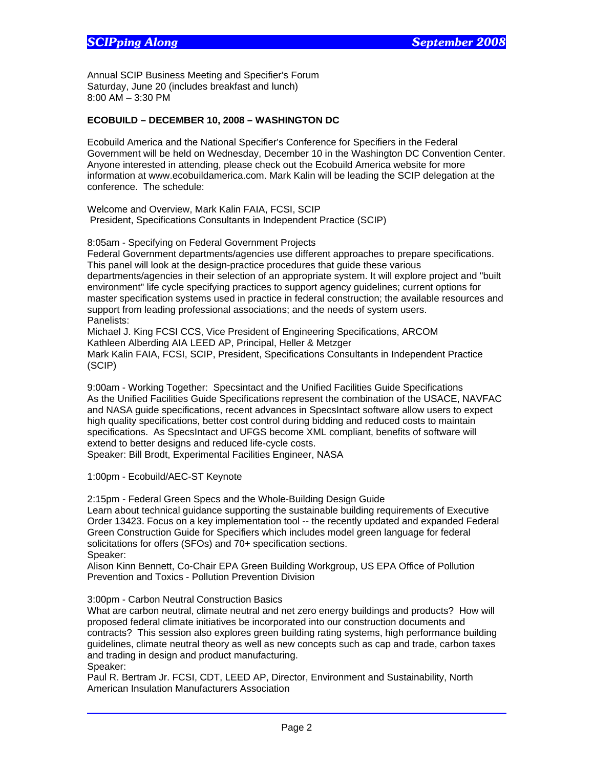Annual SCIP Business Meeting and Specifier's Forum
Saturday, June 20 (includes breakfast and lunch)
8:00 AM – 3:30 PM

**ECOBUILD – DECEMBER 10, 2008 – WASHINGTON DC**

Ecobuild America and the National Specifier's Conference for Specifiers in the Federal Government will be held on Wednesday, December 10 in the Washington DC Convention Center. Anyone interested in attending, please check out the Ecobuild America website for more information at www.ecobuildamerica.com. Mark Kalin will be leading the SCIP delegation at the conference. The schedule:

Welcome and Overview, Mark Kalin FAIA, FCSI, SCIP
President, Specifications Consultants in Independent Practice (SCIP)

8:05am - Specifying on Federal Government Projects
Federal Government departments/agencies use different approaches to prepare specifications. This panel will look at the design-practice procedures that guide these various departments/agencies in their selection of an appropriate system. It will explore project and "built environment" life cycle specifying practices to support agency guidelines; current options for master specification systems used in practice in federal construction; the available resources and support from leading professional associations; and the needs of system users.
Panelists:
Michael J. King FCSI CCS, Vice President of Engineering Specifications, ARCOM
Kathleen Alberding AIA LEED AP, Principal, Heller & Metzger
Mark Kalin FAIA, FCSI, SCIP, President, Specifications Consultants in Independent Practice (SCIP)

9:00am - Working Together: Specsintact and the Unified Facilities Guide Specifications
As the Unified Facilities Guide Specifications represent the combination of the USACE, NAVFAC and NASA guide specifications, recent advances in SpecsIntact software allow users to expect high quality specifications, better cost control during bidding and reduced costs to maintain specifications. As SpecsIntact and UFGS become XML compliant, benefits of software will extend to better designs and reduced life-cycle costs.
Speaker: Bill Brodt, Experimental Facilities Engineer, NASA

1:00pm - Ecobuild/AEC-ST Keynote

2:15pm - Federal Green Specs and the Whole-Building Design Guide
Learn about technical guidance supporting the sustainable building requirements of Executive Order 13423. Focus on a key implementation tool -- the recently updated and expanded Federal Green Construction Guide for Specifiers which includes model green language for federal solicitations for offers (SFOs) and 70+ specification sections.
Speaker:
Alison Kinn Bennett, Co-Chair EPA Green Building Workgroup, US EPA Office of Pollution Prevention and Toxics - Pollution Prevention Division

3:00pm - Carbon Neutral Construction Basics
What are carbon neutral, climate neutral and net zero energy buildings and products? How will proposed federal climate initiatives be incorporated into our construction documents and contracts? This session also explores green building rating systems, high performance building guidelines, climate neutral theory as well as new concepts such as cap and trade, carbon taxes and trading in design and product manufacturing.
Speaker:
Paul R. Bertram Jr. FCSI, CDT, LEED AP, Director, Environment and Sustainability, North American Insulation Manufacturers Association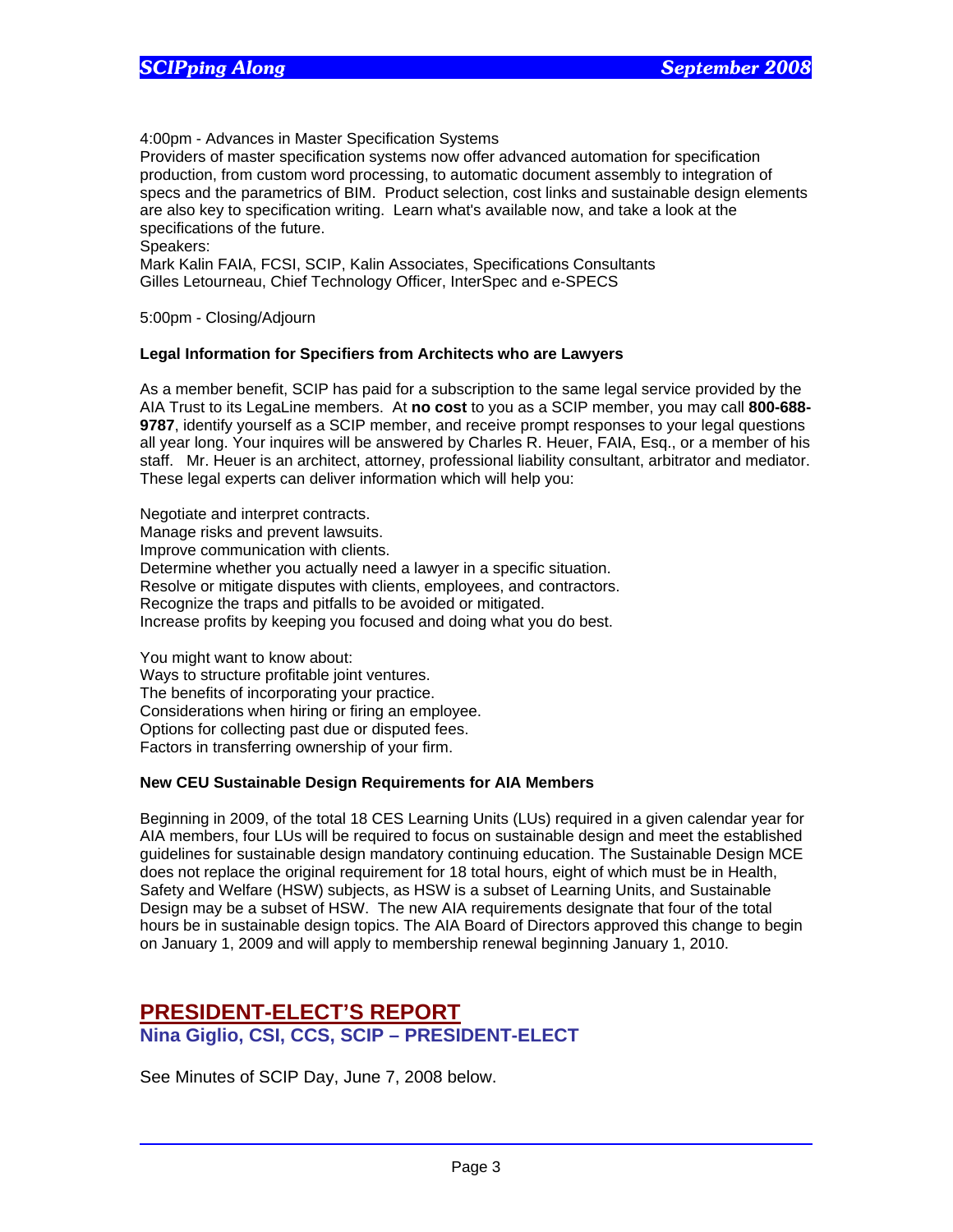4:00pm - Advances in Master Specification Systems
Providers of master specification systems now offer advanced automation for specification production, from custom word processing, to automatic document assembly to integration of specs and the parametrics of BIM. Product selection, cost links and sustainable design elements are also key to specification writing. Learn what's available now, and take a look at the specifications of the future.
Speakers:
Mark Kalin FAIA, FCSI, SCIP, Kalin Associates, Specifications Consultants
Gilles Letourneau, Chief Technology Officer, InterSpec and e-SPECS

5:00pm - Closing/Adjourn

**Legal Information for Specifiers from Architects who are Lawyers**

As a member benefit, SCIP has paid for a subscription to the same legal service provided by the AIA Trust to its LegaLine members. At **no cost** to you as a SCIP member, you may call **800-688-9787**, identify yourself as a SCIP member, and receive prompt responses to your legal questions all year long. Your inquires will be answered by Charles R. Heuer, FAIA, Esq., or a member of his staff. Mr. Heuer is an architect, attorney, professional liability consultant, arbitrator and mediator. These legal experts can deliver information which will help you:

Negotiate and interpret contracts.
Manage risks and prevent lawsuits.
Improve communication with clients.
Determine whether you actually need a lawyer in a specific situation.
Resolve or mitigate disputes with clients, employees, and contractors.
Recognize the traps and pitfalls to be avoided or mitigated.
Increase profits by keeping you focused and doing what you do best.

You might want to know about:
Ways to structure profitable joint ventures.
The benefits of incorporating your practice.
Considerations when hiring or firing an employee.
Options for collecting past due or disputed fees.
Factors in transferring ownership of your firm.

**New CEU Sustainable Design Requirements for AIA Members**

Beginning in 2009, of the total 18 CES Learning Units (LUs) required in a given calendar year for AIA members, four LUs will be required to focus on sustainable design and meet the established guidelines for sustainable design mandatory continuing education. The Sustainable Design MCE does not replace the original requirement for 18 total hours, eight of which must be in Health, Safety and Welfare (HSW) subjects, as HSW is a subset of Learning Units, and Sustainable Design may be a subset of HSW. The new AIA requirements designate that four of the total hours be in sustainable design topics. The AIA Board of Directors approved this change to begin on January 1, 2009 and will apply to membership renewal beginning January 1, 2010.

## PRESIDENT-ELECT'S REPORT

### Nina Giglio, CSI, CCS, SCIP – PRESIDENT-ELECT

See Minutes of SCIP Day, June 7, 2008 below.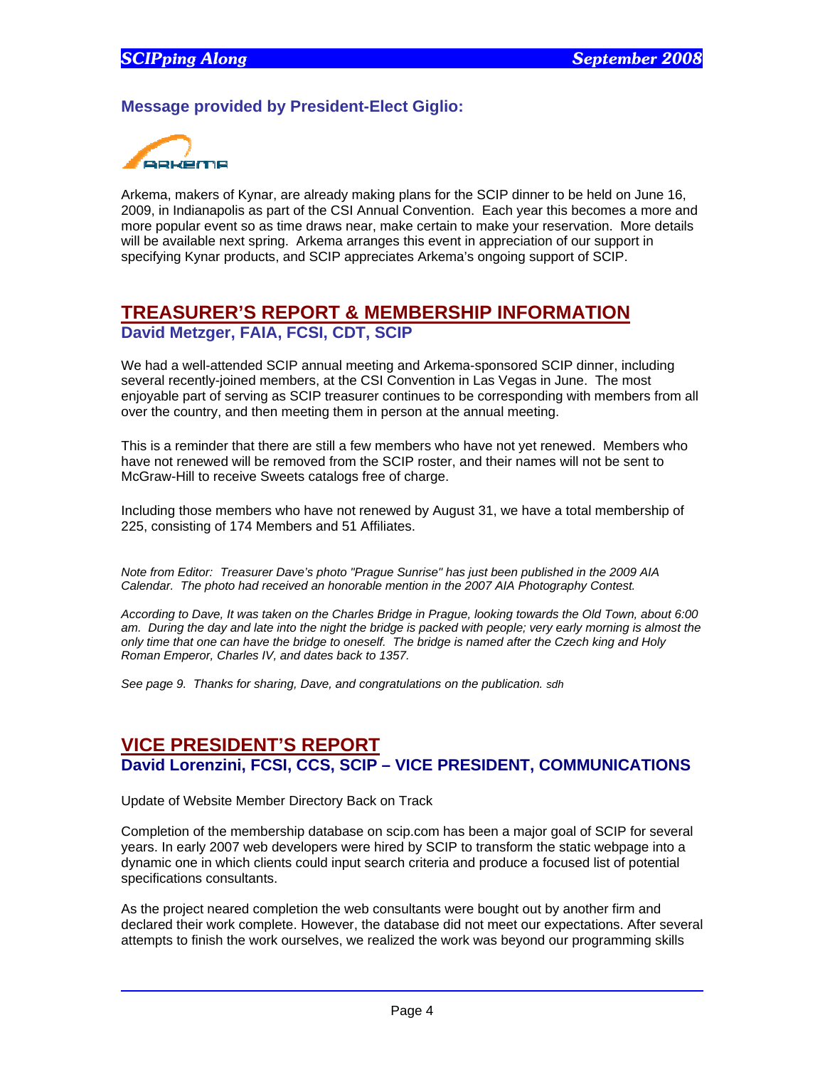**Message provided by President-Elect Giglio:**

Arkema, makers of Kynar, are already making plans for the SCIP dinner to be held on June 16, 2009, in Indianapolis as part of the CSI Annual Convention. Each year this becomes a more and more popular event so as time draws near, make certain to make your reservation. More details will be available next spring. Arkema arranges this event in appreciation of our support in specifying Kynar products, and SCIP appreciates Arkema's ongoing support of SCIP.

## TREASURER'S REPORT & MEMBERSHIP INFORMATION

### David Metzger, FAIA, FCSI, CDT, SCIP

We had a well-attended SCIP annual meeting and Arkema-sponsored SCIP dinner, including several recently-joined members, at the CSI Convention in Las Vegas in June. The most enjoyable part of serving as SCIP treasurer continues to be corresponding with members from all over the country, and then meeting them in person at the annual meeting.

This is a reminder that there are still a few members who have not yet renewed. Members who have not renewed will be removed from the SCIP roster, and their names will not be sent to McGraw-Hill to receive Sweets catalogs free of charge.

Including those members who have not renewed by August 31, we have a total membership of 225, consisting of 174 Members and 51 Affiliates.

*Note from Editor: Treasurer Dave's photo "Prague Sunrise" has just been published in the 2009 AIA Calendar. The photo had received an honorable mention in the 2007 AIA Photography Contest.*

*According to Dave, It was taken on the Charles Bridge in Prague, looking towards the Old Town, about 6:00 am. During the day and late into the night the bridge is packed with people; very early morning is almost the only time that one can have the bridge to oneself. The bridge is named after the Czech king and Holy Roman Emperor, Charles IV, and dates back to 1357.*

*See page 9. Thanks for sharing, Dave, and congratulations on the publication. sdh*

## VICE PRESIDENT'S REPORT

### David Lorenzini, FCSI, CCS, SCIP – VICE PRESIDENT, COMMUNICATIONS

Update of Website Member Directory Back on Track

Completion of the membership database on scip.com has been a major goal of SCIP for several years. In early 2007 web developers were hired by SCIP to transform the static webpage into a dynamic one in which clients could input search criteria and produce a focused list of potential specifications consultants.

As the project neared completion the web consultants were bought out by another firm and declared their work complete. However, the database did not meet our expectations. After several attempts to finish the work ourselves, we realized the work was beyond our programming skills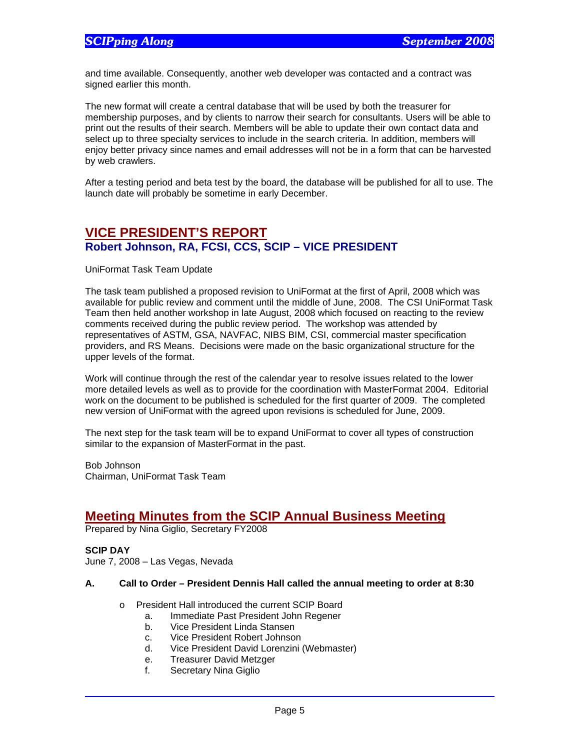and time available. Consequently, another web developer was contacted and a contract was signed earlier this month.

The new format will create a central database that will be used by both the treasurer for membership purposes, and by clients to narrow their search for consultants. Users will be able to print out the results of their search. Members will be able to update their own contact data and select up to three specialty services to include in the search criteria. In addition, members will enjoy better privacy since names and email addresses will not be in a form that can be harvested by web crawlers.

After a testing period and beta test by the board, the database will be published for all to use. The launch date will probably be sometime in early December.

## VICE PRESIDENT'S REPORT

### Robert Johnson, RA, FCSI, CCS, SCIP – VICE PRESIDENT

UniFormat Task Team Update

The task team published a proposed revision to UniFormat at the first of April, 2008 which was available for public review and comment until the middle of June, 2008. The CSI UniFormat Task Team then held another workshop in late August, 2008 which focused on reacting to the review comments received during the public review period. The workshop was attended by representatives of ASTM, GSA, NAVFAC, NIBS BIM, CSI, commercial master specification providers, and RS Means. Decisions were made on the basic organizational structure for the upper levels of the format.

Work will continue through the rest of the calendar year to resolve issues related to the lower more detailed levels as well as to provide for the coordination with MasterFormat 2004. Editorial work on the document to be published is scheduled for the first quarter of 2009. The completed new version of UniFormat with the agreed upon revisions is scheduled for June, 2009.

The next step for the task team will be to expand UniFormat to cover all types of construction similar to the expansion of MasterFormat in the past.

Bob Johnson
Chairman, UniFormat Task Team

## Meeting Minutes from the SCIP Annual Business Meeting

Prepared by Nina Giglio, Secretary FY2008

**SCIP DAY**
June 7, 2008 – Las Vegas, Nevada

**A. Call to Order – President Dennis Hall called the annual meeting to order at 8:30**

- President Hall introduced the current SCIP Board
    - a. Immediate Past President John Regener
    - b. Vice President Linda Stansen
    - c. Vice President Robert Johnson
    - d. Vice President David Lorenzini (Webmaster)
    - e. Treasurer David Metzger
    - f. Secretary Nina Giglio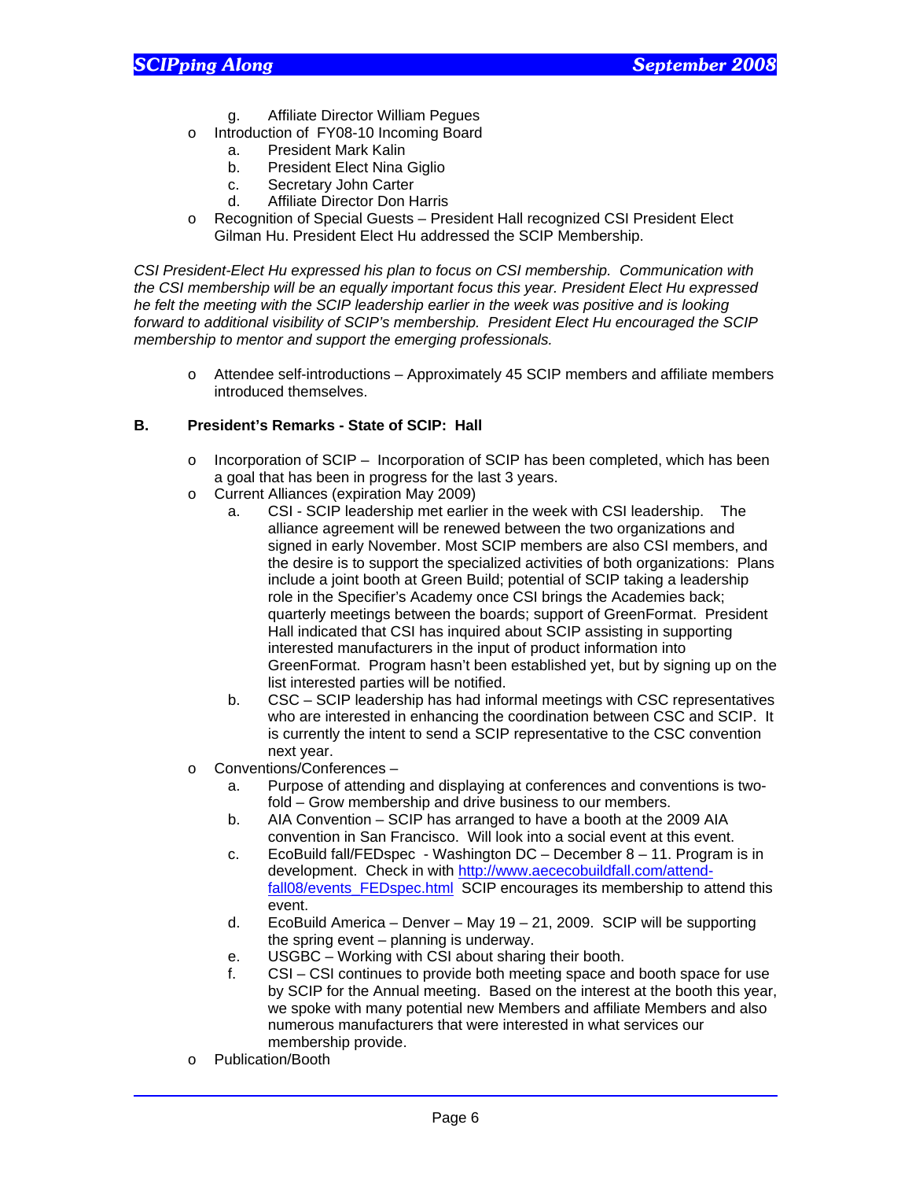g. Affiliate Director William Pegues

- Introduction of FY08-10 Incoming Board
   a. President Mark Kalin
   b. President Elect Nina Giglio
   c. Secretary John Carter
   d. Affiliate Director Don Harris
- Recognition of Special Guests – President Hall recognized CSI President Elect Gilman Hu. President Elect Hu addressed the SCIP Membership.

*CSI President-Elect Hu expressed his plan to focus on CSI membership. Communication with the CSI membership will be an equally important focus this year. President Elect Hu expressed he felt the meeting with the SCIP leadership earlier in the week was positive and is looking forward to additional visibility of SCIP's membership. President Elect Hu encouraged the SCIP membership to mentor and support the emerging professionals.*

- Attendee self-introductions – Approximately 45 SCIP members and affiliate members introduced themselves.

**B. President's Remarks - State of SCIP: Hall**

- Incorporation of SCIP – Incorporation of SCIP has been completed, which has been a goal that has been in progress for the last 3 years.
- Current Alliances (expiration May 2009)
   a. CSI - SCIP leadership met earlier in the week with CSI leadership. The alliance agreement will be renewed between the two organizations and signed in early November. Most SCIP members are also CSI members, and the desire is to support the specialized activities of both organizations: Plans include a joint booth at Green Build; potential of SCIP taking a leadership role in the Specifier's Academy once CSI brings the Academies back; quarterly meetings between the boards; support of GreenFormat. President Hall indicated that CSI has inquired about SCIP assisting in supporting interested manufacturers in the input of product information into GreenFormat. Program hasn't been established yet, but by signing up on the list interested parties will be notified.
   b. CSC – SCIP leadership has had informal meetings with CSC representatives who are interested in enhancing the coordination between CSC and SCIP. It is currently the intent to send a SCIP representative to the CSC convention next year.
- Conventions/Conferences –
   a. Purpose of attending and displaying at conferences and conventions is two-fold – Grow membership and drive business to our members.
   b. AIA Convention – SCIP has arranged to have a booth at the 2009 AIA convention in San Francisco. Will look into a social event at this event.
   c. EcoBuild fall/FEDspec - Washington DC – December 8 – 11. Program is in development. Check in with http://www.aececobuildfall.com/attend-fall08/events_FEDspec.html SCIP encourages its membership to attend this event.
   d. EcoBuild America – Denver – May 19 – 21, 2009. SCIP will be supporting the spring event – planning is underway.
   e. USGBC – Working with CSI about sharing their booth.
   f. CSI – CSI continues to provide both meeting space and booth space for use by SCIP for the Annual meeting. Based on the interest at the booth this year, we spoke with many potential new Members and affiliate Members and also numerous manufacturers that were interested in what services our membership provide.
- Publication/Booth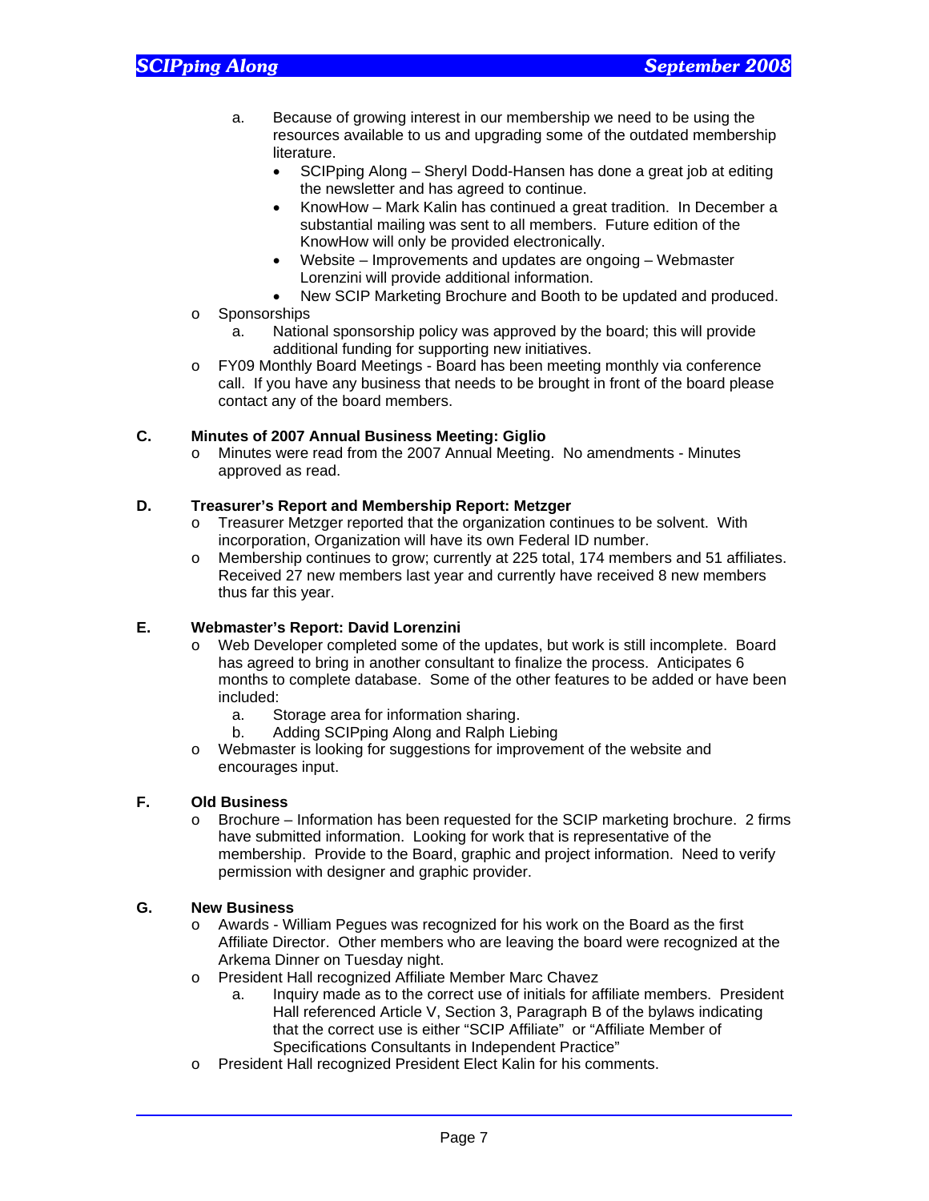a. Because of growing interest in our membership we need to be using the resources available to us and upgrading some of the outdated membership literature.
   - SCIPping Along – Sheryl Dodd-Hansen has done a great job at editing the newsletter and has agreed to continue.
   - KnowHow – Mark Kalin has continued a great tradition. In December a substantial mailing was sent to all members. Future edition of the KnowHow will only be provided electronically.
   - Website – Improvements and updates are ongoing – Webmaster Lorenzini will provide additional information.
   - New SCIP Marketing Brochure and Booth to be updated and produced.

- Sponsorships
  a. National sponsorship policy was approved by the board; this will provide additional funding for supporting new initiatives.
- FY09 Monthly Board Meetings - Board has been meeting monthly via conference call. If you have any business that needs to be brought in front of the board please contact any of the board members.

**C. Minutes of 2007 Annual Business Meeting: Giglio**

- Minutes were read from the 2007 Annual Meeting. No amendments - Minutes approved as read.

**D. Treasurer's Report and Membership Report: Metzger**

- Treasurer Metzger reported that the organization continues to be solvent. With incorporation, Organization will have its own Federal ID number.
- Membership continues to grow; currently at 225 total, 174 members and 51 affiliates. Received 27 new members last year and currently have received 8 new members thus far this year.

**E. Webmaster's Report: David Lorenzini**

- Web Developer completed some of the updates, but work is still incomplete. Board has agreed to bring in another consultant to finalize the process. Anticipates 6 months to complete database. Some of the other features to be added or have been included:
  a. Storage area for information sharing.
  b. Adding SCIPping Along and Ralph Liebing
- Webmaster is looking for suggestions for improvement of the website and encourages input.

**F. Old Business**

- Brochure – Information has been requested for the SCIP marketing brochure. 2 firms have submitted information. Looking for work that is representative of the membership. Provide to the Board, graphic and project information. Need to verify permission with designer and graphic provider.

**G. New Business**

- Awards - William Pegues was recognized for his work on the Board as the first Affiliate Director. Other members who are leaving the board were recognized at the Arkema Dinner on Tuesday night.
- President Hall recognized Affiliate Member Marc Chavez
  a. Inquiry made as to the correct use of initials for affiliate members. President Hall referenced Article V, Section 3, Paragraph B of the bylaws indicating that the correct use is either "SCIP Affiliate" or "Affiliate Member of Specifications Consultants in Independent Practice"
- President Hall recognized President Elect Kalin for his comments.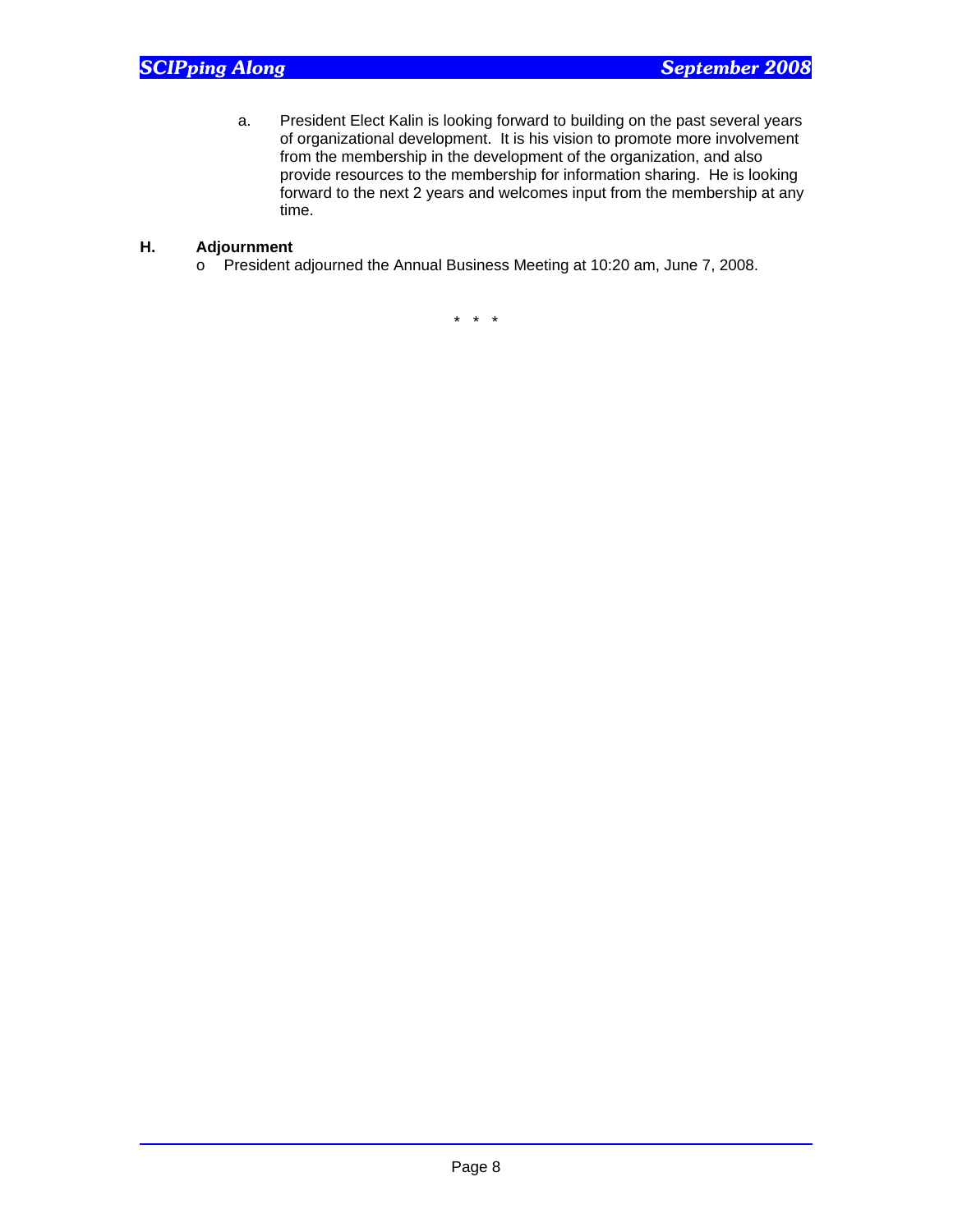a. President Elect Kalin is looking forward to building on the past several years of organizational development. It is his vision to promote more involvement from the membership in the development of the organization, and also provide resources to the membership for information sharing. He is looking forward to the next 2 years and welcomes input from the membership at any time.

**H. Adjournment**

- President adjourned the Annual Business Meeting at 10:20 am, June 7, 2008.

\* \* \*